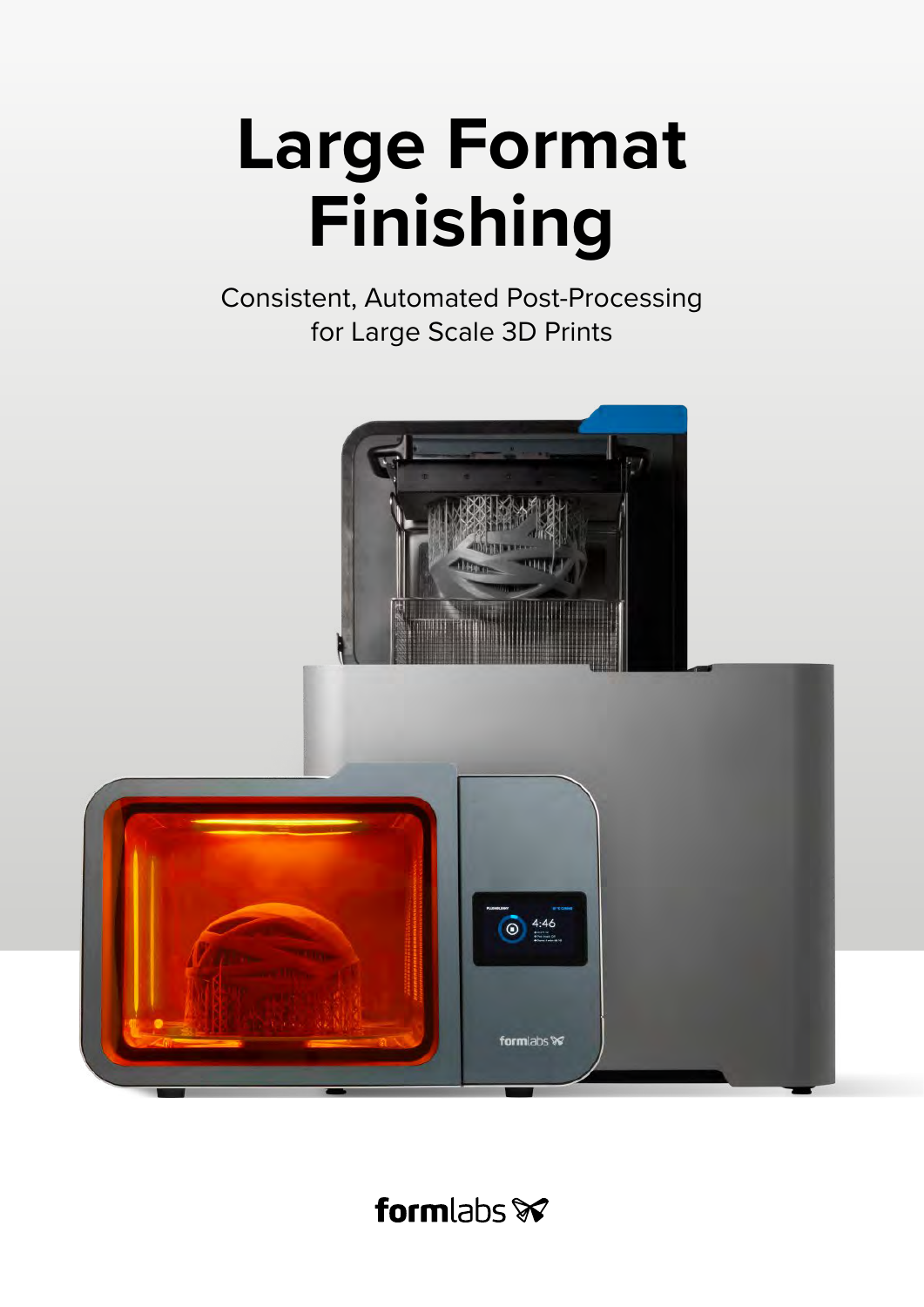# Large Format Finishing

Consistent, Automated Post-Processing for Large Scale 3D Prints

formlabs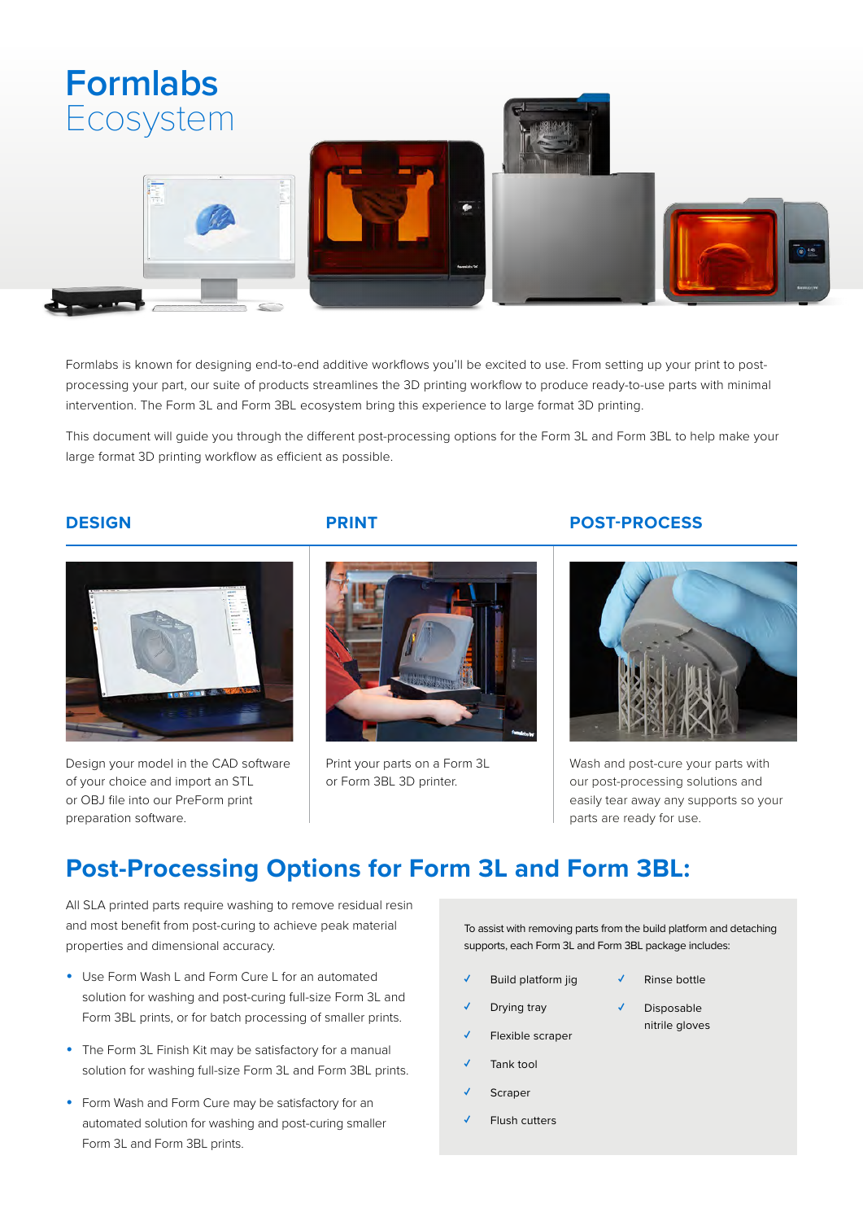# **Formlabs** Ecosystem

Formlabs is known for designing end-to-end additive workflows you'll be excited to use. From setting up your print to post-processing your part, our suite of products streamlines the 3D printing workflow to produce ready-to-use parts with minimal intervention. The Form 3L and Form 3BL ecosystem bring this experience to large format 3D printing.

This document will guide you through the different post-processing options for the Form 3L and Form 3BL to help make your large format 3D printing workflow as efficient as possible.

### DESIGN

Design your model in the CAD software of your choice and import an STL or OBJ file into our PreForm print preparation software.

### PRINT

Print your parts on a Form 3L or Form 3BL 3D printer.

### POST-PROCESS

Wash and post-cure your parts with our post-processing solutions and easily tear away any supports so your parts are ready for use.

## Post-Processing Options for Form 3L and Form 3BL:

All SLA printed parts require washing to remove residual resin and most benefit from post-curing to achieve peak material properties and dimensional accuracy.

- Use Form Wash L and Form Cure L for an automated solution for washing and post-curing full-size Form 3L and Form 3BL prints, or for batch processing of smaller prints.
- The Form 3L Finish Kit may be satisfactory for a manual solution for washing full-size Form 3L and Form 3BL prints.
- Form Wash and Form Cure may be satisfactory for an automated solution for washing and post-curing smaller Form 3L and Form 3BL prints.

To assist with removing parts from the build platform and detaching supports, each Form 3L and Form 3BL package includes:

- ✓ Build platform jig
- ✓ Drying tray
- ✓ Flexible scraper
- ✓ Tank tool
- ✓ Scraper
- ✓ Flush cutters
- ✓ Rinse bottle
- ✓ Disposable nitrile gloves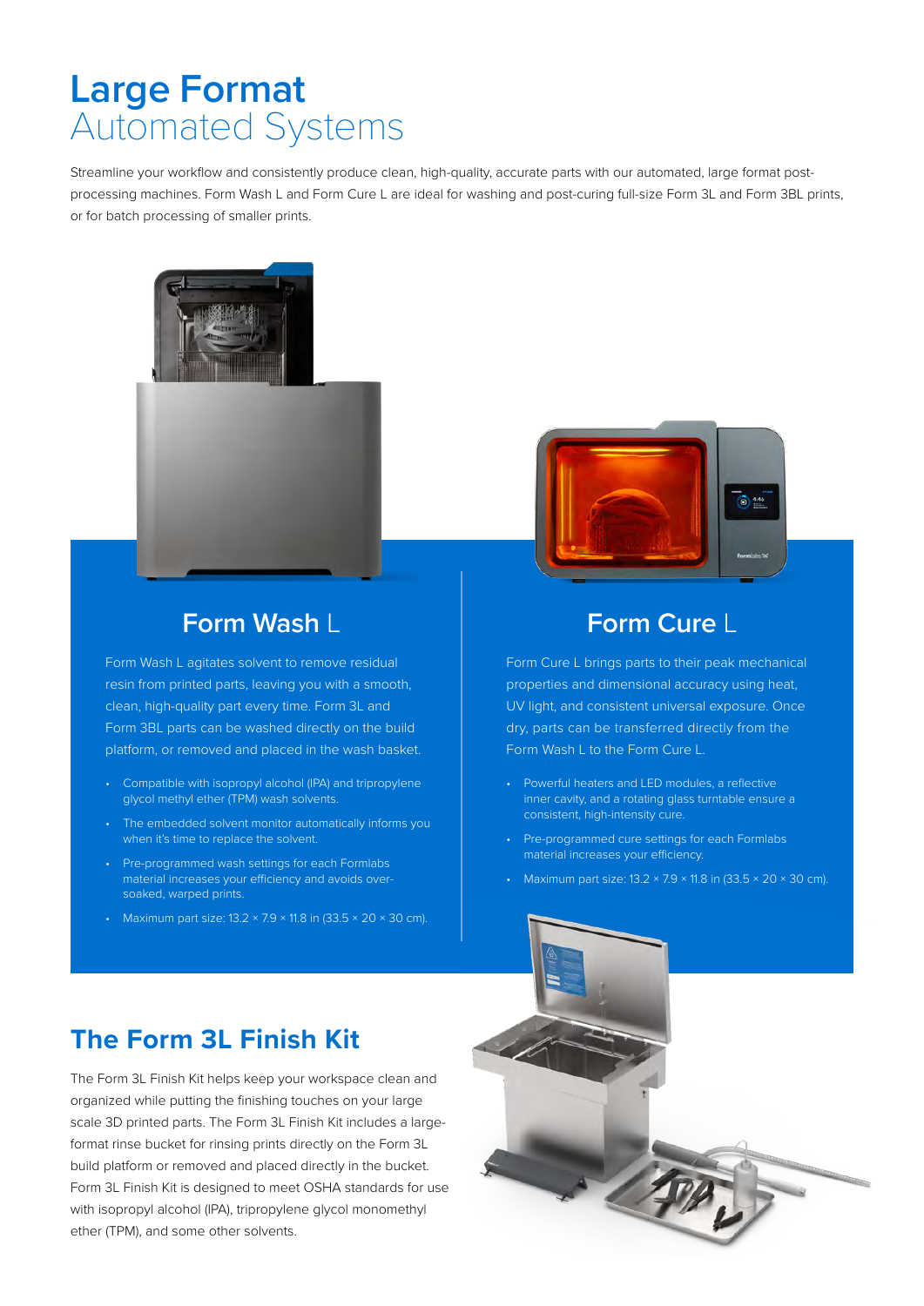# Large Format Automated Systems

Streamline your workflow and consistently produce clean, high-quality, accurate parts with our automated, large format post-processing machines. Form Wash L and Form Cure L are ideal for washing and post-curing full-size Form 3L and Form 3BL prints, or for batch processing of smaller prints.

## Form Wash L

Form Wash L agitates solvent to remove residual resin from printed parts, leaving you with a smooth, clean, high-quality part every time. Form 3L and Form 3BL parts can be washed directly on the build platform, or removed and placed in the wash basket.

- Compatible with isopropyl alcohol (IPA) and tripropylene glycol methyl ether (TPM) wash solvents.
- The embedded solvent monitor automatically informs you when it's time to replace the solvent.
- Pre-programmed wash settings for each Formlabs material increases your efficiency and avoids over-soaked, warped prints.
- Maximum part size: 13.2 × 7.9 × 11.8 in (33.5 × 20 × 30 cm).

## Form Cure L

Form Cure L brings parts to their peak mechanical properties and dimensional accuracy using heat, UV light, and consistent universal exposure. Once dry, parts can be transferred directly from the Form Wash L to the Form Cure L.

- Powerful heaters and LED modules, a reflective inner cavity, and a rotating glass turntable ensure a consistent, high-intensity cure.
- Pre-programmed cure settings for each Formlabs material increases your efficiency.
- Maximum part size: 13.2 × 7.9 × 11.8 in (33.5 × 20 × 30 cm).

## The Form 3L Finish Kit

The Form 3L Finish Kit helps keep your workspace clean and organized while putting the finishing touches on your large scale 3D printed parts. The Form 3L Finish Kit includes a large-format rinse bucket for rinsing prints directly on the Form 3L build platform or removed and placed directly in the bucket. Form 3L Finish Kit is designed to meet OSHA standards for use with isopropyl alcohol (IPA), tripropylene glycol monomethyl ether (TPM), and some other solvents.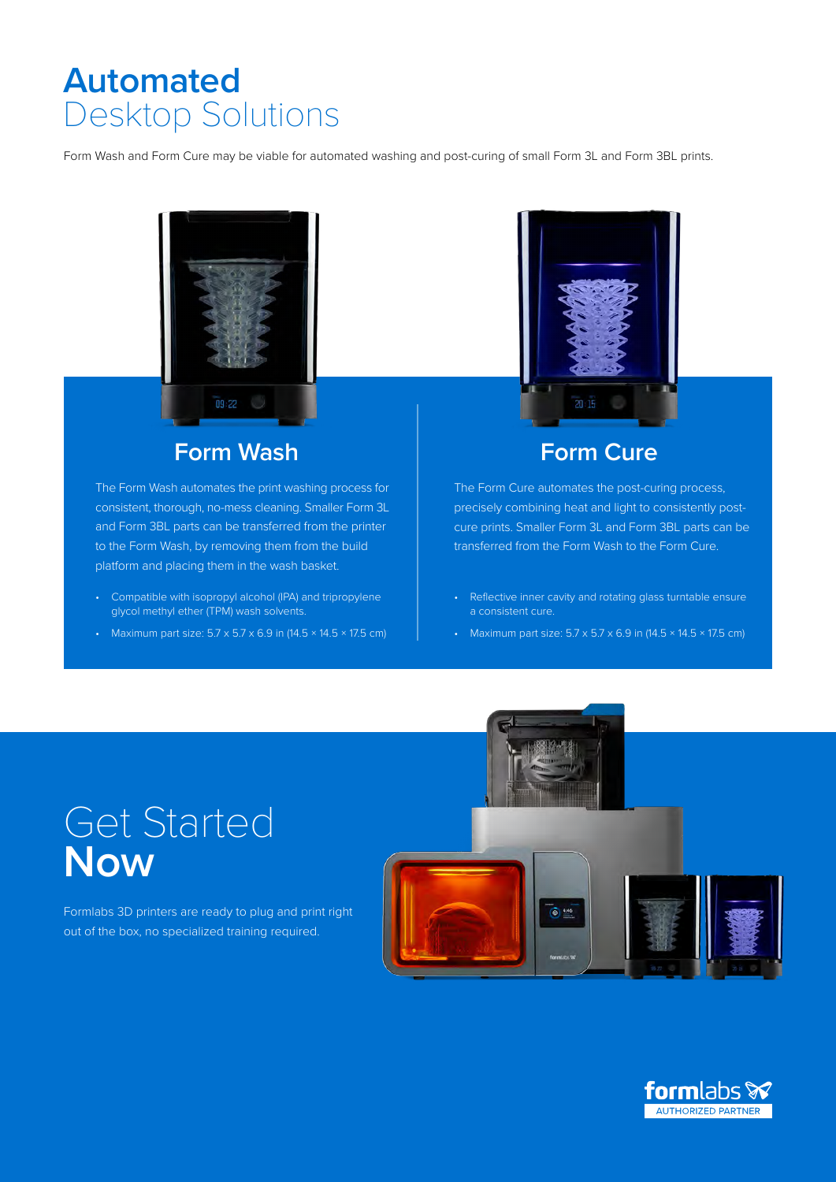# **Automated** Desktop Solutions

Form Wash and Form Cure may be viable for automated washing and post-curing of small Form 3L and Form 3BL prints.

## Form Wash

The Form Wash automates the print washing process for consistent, thorough, no-mess cleaning. Smaller Form 3L and Form 3BL parts can be transferred from the printer to the Form Wash, by removing them from the build platform and placing them in the wash basket.

- Compatible with isopropyl alcohol (IPA) and tripropylene glycol methyl ether (TPM) wash solvents.
- Maximum part size: 5.7 x 5.7 x 6.9 in (14.5 × 14.5 × 17.5 cm)

## Form Cure

The Form Cure automates the post-curing process, precisely combining heat and light to consistently post-cure prints. Smaller Form 3L and Form 3BL parts can be transferred from the Form Wash to the Form Cure.

- Reflective inner cavity and rotating glass turntable ensure a consistent cure.
- Maximum part size: 5.7 x 5.7 x 6.9 in (14.5 × 14.5 × 17.5 cm)

# Get Started **Now**

Formlabs 3D printers are ready to plug and print right out of the box, no specialized training required.

formlabs AUTHORIZED PARTNER